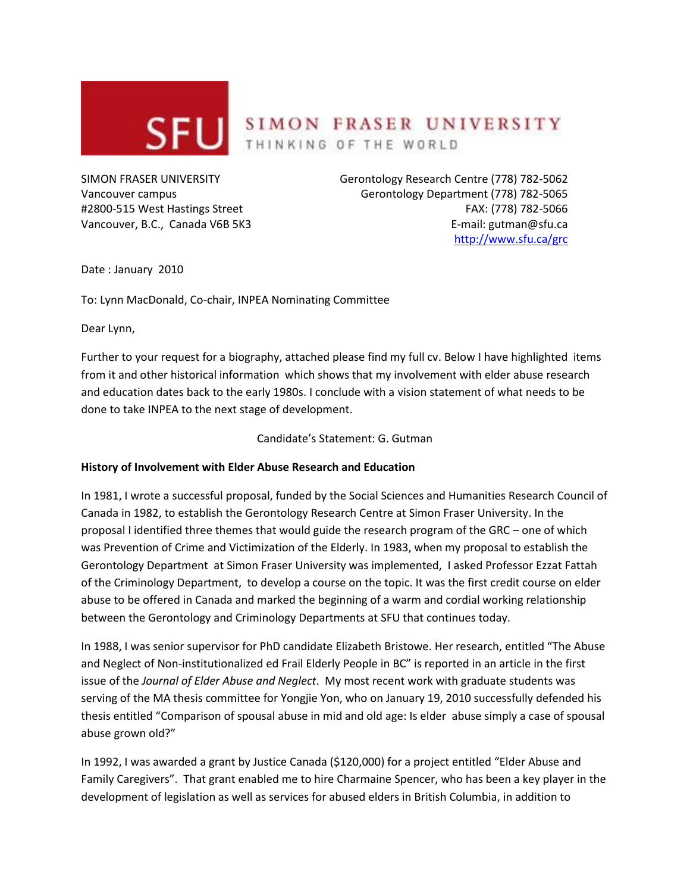SIMON FRASER UNIVERSITY
THINKING OF THE WORLD

SIMON FRASER UNIVERSITY
Vancouver campus
#2800-515 West Hastings Street
Vancouver, B.C., Canada V6B 5K3

Gerontology Research Centre (778) 782-5062
Gerontology Department (778) 782-5065
FAX: (778) 782-5066
E-mail: gutman@sfu.ca
http://www.sfu.ca/grc

Date : January 2010

To: Lynn MacDonald, Co-chair, INPEA Nominating Committee

Dear Lynn,

Further to your request for a biography, attached please find my full cv. Below I have highlighted items from it and other historical information which shows that my involvement with elder abuse research and education dates back to the early 1980s. I conclude with a vision statement of what needs to be done to take INPEA to the next stage of development.

Candidate's Statement: G. Gutman

**History of Involvement with Elder Abuse Research and Education**

In 1981, I wrote a successful proposal, funded by the Social Sciences and Humanities Research Council of Canada in 1982, to establish the Gerontology Research Centre at Simon Fraser University. In the proposal I identified three themes that would guide the research program of the GRC – one of which was Prevention of Crime and Victimization of the Elderly. In 1983, when my proposal to establish the Gerontology Department at Simon Fraser University was implemented, I asked Professor Ezzat Fattah of the Criminology Department, to develop a course on the topic. It was the first credit course on elder abuse to be offered in Canada and marked the beginning of a warm and cordial working relationship between the Gerontology and Criminology Departments at SFU that continues today.

In 1988, I was senior supervisor for PhD candidate Elizabeth Bristowe. Her research, entitled "The Abuse and Neglect of Non-institutionalized ed Frail Elderly People in BC" is reported in an article in the first issue of the *Journal of Elder Abuse and Neglect*. My most recent work with graduate students was serving of the MA thesis committee for Yongjie Yon, who on January 19, 2010 successfully defended his thesis entitled "Comparison of spousal abuse in mid and old age: Is elder abuse simply a case of spousal abuse grown old?"

In 1992, I was awarded a grant by Justice Canada ($120,000) for a project entitled "Elder Abuse and Family Caregivers". That grant enabled me to hire Charmaine Spencer, who has been a key player in the development of legislation as well as services for abused elders in British Columbia, in addition to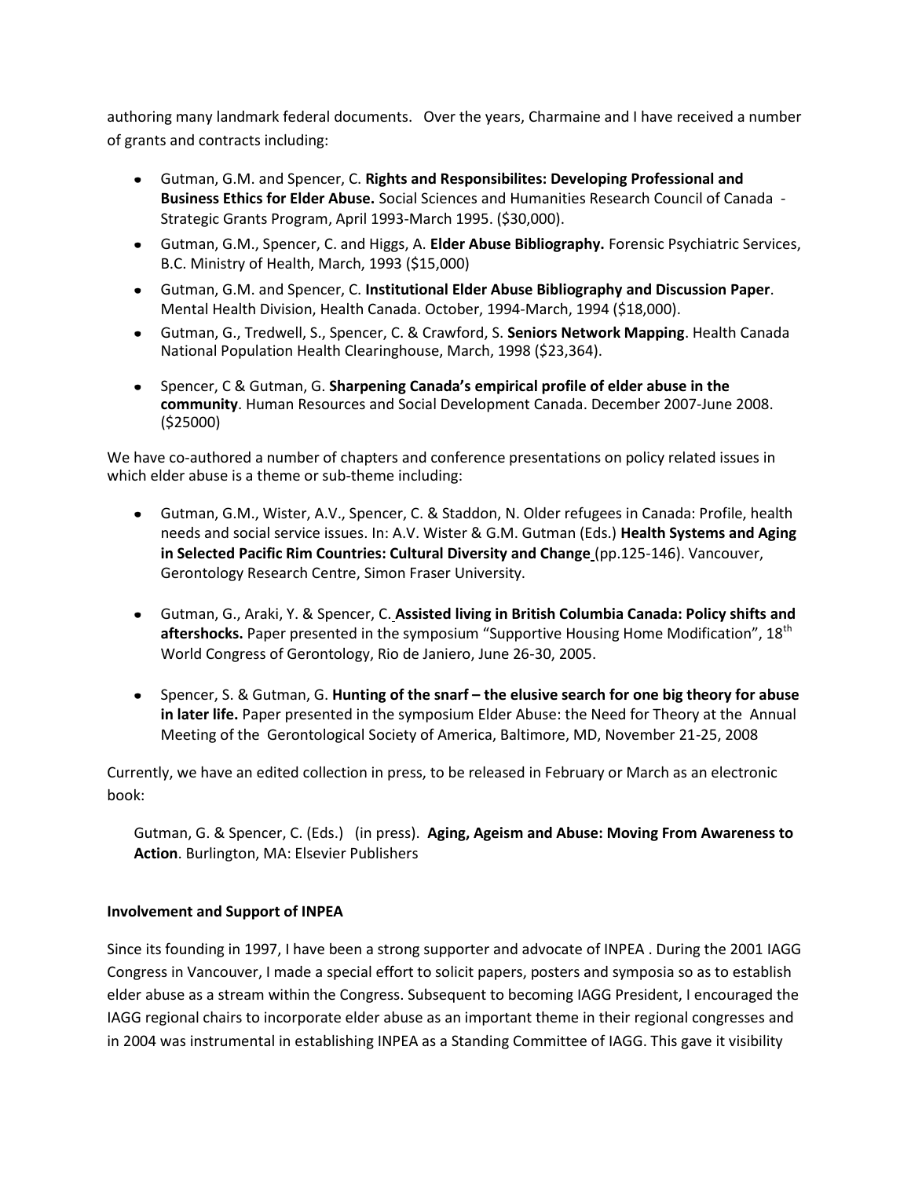authoring many landmark federal documents. Over the years, Charmaine and I have received a number of grants and contracts including:

- Gutman, G.M. and Spencer, C. **Rights and Responsibilites: Developing Professional and Business Ethics for Elder Abuse.** Social Sciences and Humanities Research Council of Canada - Strategic Grants Program, April 1993-March 1995. ($30,000).
- Gutman, G.M., Spencer, C. and Higgs, A. **Elder Abuse Bibliography.** Forensic Psychiatric Services, B.C. Ministry of Health, March, 1993 ($15,000)
- Gutman, G.M. and Spencer, C. **Institutional Elder Abuse Bibliography and Discussion Paper**. Mental Health Division, Health Canada. October, 1994-March, 1994 ($18,000).
- Gutman, G., Tredwell, S., Spencer, C. & Crawford, S. **Seniors Network Mapping**. Health Canada National Population Health Clearinghouse, March, 1998 ($23,364).
- Spencer, C & Gutman, G. **Sharpening Canada's empirical profile of elder abuse in the community**. Human Resources and Social Development Canada. December 2007-June 2008. ($25000)

We have co-authored a number of chapters and conference presentations on policy related issues in which elder abuse is a theme or sub-theme including:

- Gutman, G.M., Wister, A.V., Spencer, C. & Staddon, N. Older refugees in Canada: Profile, health needs and social service issues. In: A.V. Wister & G.M. Gutman (Eds.) **Health Systems and Aging in Selected Pacific Rim Countries: Cultural Diversity and Change** (pp.125-146). Vancouver, Gerontology Research Centre, Simon Fraser University.
- Gutman, G., Araki, Y. & Spencer, C. **Assisted living in British Columbia Canada: Policy shifts and aftershocks.** Paper presented in the symposium "Supportive Housing Home Modification", 18th World Congress of Gerontology, Rio de Janiero, June 26-30, 2005.
- Spencer, S. & Gutman, G. **Hunting of the snarf – the elusive search for one big theory for abuse in later life.** Paper presented in the symposium Elder Abuse: the Need for Theory at the Annual Meeting of the Gerontological Society of America, Baltimore, MD, November 21-25, 2008

Currently, we have an edited collection in press, to be released in February or March as an electronic book:

> Gutman, G. & Spencer, C. (Eds.) (in press). **Aging, Ageism and Abuse: Moving From Awareness to Action**. Burlington, MA: Elsevier Publishers

**Involvement and Support of INPEA**

Since its founding in 1997, I have been a strong supporter and advocate of INPEA . During the 2001 IAGG Congress in Vancouver, I made a special effort to solicit papers, posters and symposia so as to establish elder abuse as a stream within the Congress. Subsequent to becoming IAGG President, I encouraged the IAGG regional chairs to incorporate elder abuse as an important theme in their regional congresses and in 2004 was instrumental in establishing INPEA as a Standing Committee of IAGG. This gave it visibility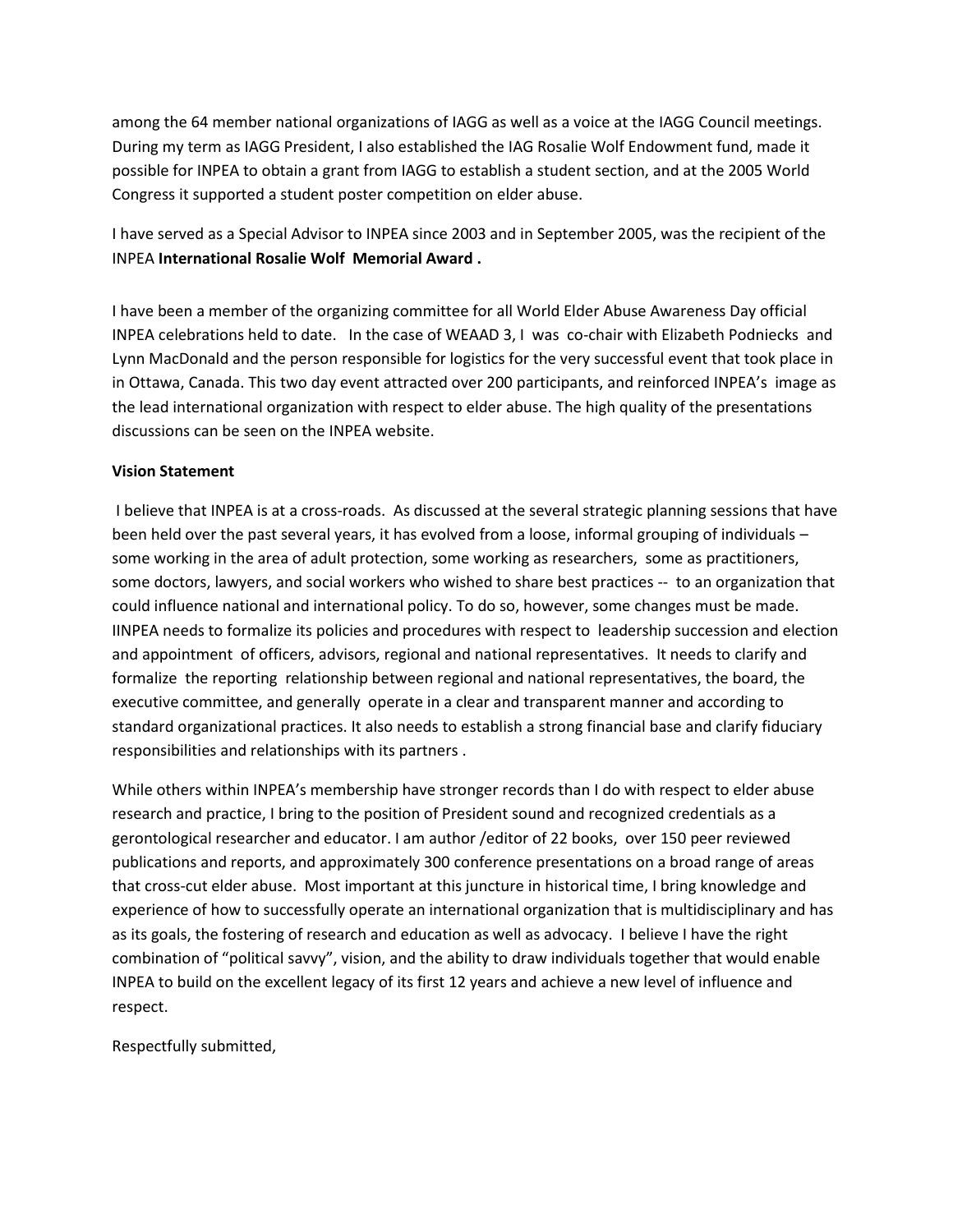among the 64 member national organizations of IAGG as well as a voice at the IAGG Council meetings. During my term as IAGG President, I also established the IAG Rosalie Wolf Endowment fund, made it possible for INPEA to obtain a grant from IAGG to establish a student section, and at the 2005 World Congress it supported a student poster competition on elder abuse.

I have served as a Special Advisor to INPEA since 2003 and in September 2005, was the recipient of the INPEA **International Rosalie Wolf Memorial Award .**

I have been a member of the organizing committee for all World Elder Abuse Awareness Day official INPEA celebrations held to date. In the case of WEAAD 3, I was co-chair with Elizabeth Podniecks and Lynn MacDonald and the person responsible for logistics for the very successful event that took place in in Ottawa, Canada. This two day event attracted over 200 participants, and reinforced INPEA's image as the lead international organization with respect to elder abuse. The high quality of the presentations discussions can be seen on the INPEA website.

**Vision Statement**

I believe that INPEA is at a cross-roads. As discussed at the several strategic planning sessions that have been held over the past several years, it has evolved from a loose, informal grouping of individuals – some working in the area of adult protection, some working as researchers, some as practitioners, some doctors, lawyers, and social workers who wished to share best practices -- to an organization that could influence national and international policy. To do so, however, some changes must be made. IINPEA needs to formalize its policies and procedures with respect to leadership succession and election and appointment of officers, advisors, regional and national representatives. It needs to clarify and formalize the reporting relationship between regional and national representatives, the board, the executive committee, and generally operate in a clear and transparent manner and according to standard organizational practices. It also needs to establish a strong financial base and clarify fiduciary responsibilities and relationships with its partners .

While others within INPEA's membership have stronger records than I do with respect to elder abuse research and practice, I bring to the position of President sound and recognized credentials as a gerontological researcher and educator. I am author /editor of 22 books, over 150 peer reviewed publications and reports, and approximately 300 conference presentations on a broad range of areas that cross-cut elder abuse. Most important at this juncture in historical time, I bring knowledge and experience of how to successfully operate an international organization that is multidisciplinary and has as its goals, the fostering of research and education as well as advocacy. I believe I have the right combination of "political savvy", vision, and the ability to draw individuals together that would enable INPEA to build on the excellent legacy of its first 12 years and achieve a new level of influence and respect.

Respectfully submitted,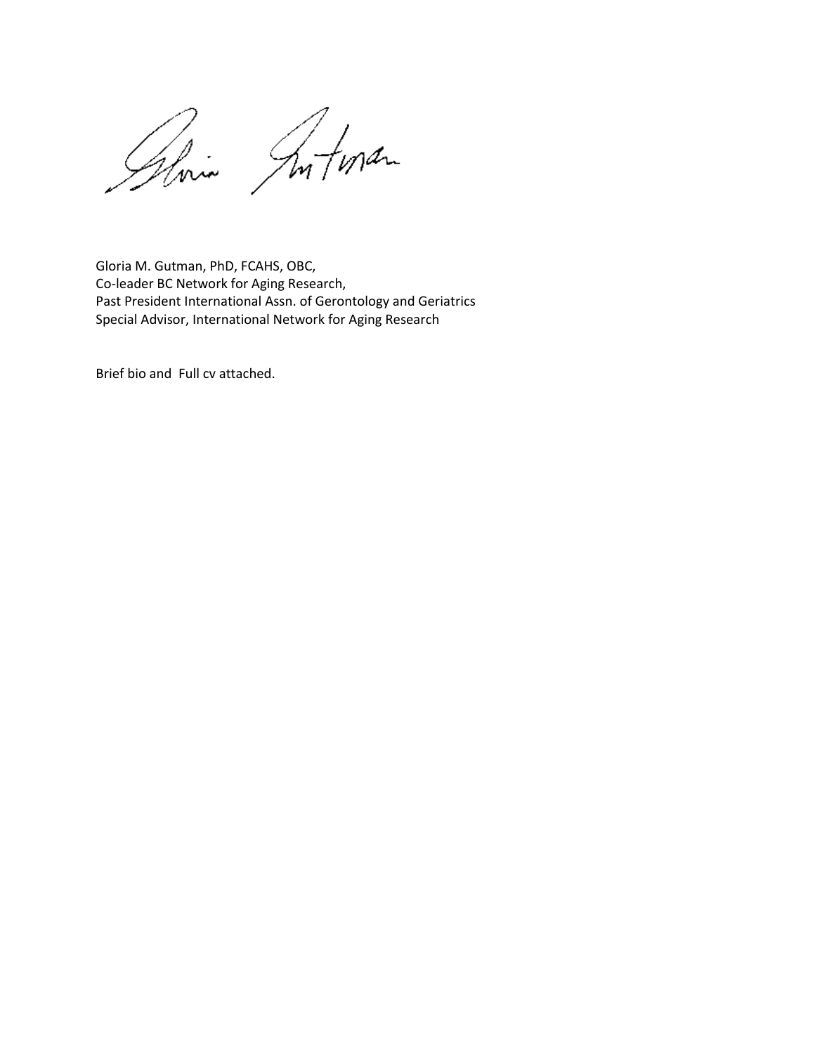Gloria M. Gutman, PhD, FCAHS, OBC,  
Co-leader BC Network for Aging Research,  
Past President International Assn. of Gerontology and Geriatrics  
Special Advisor, International Network for Aging Research

Brief bio and Full cv attached.